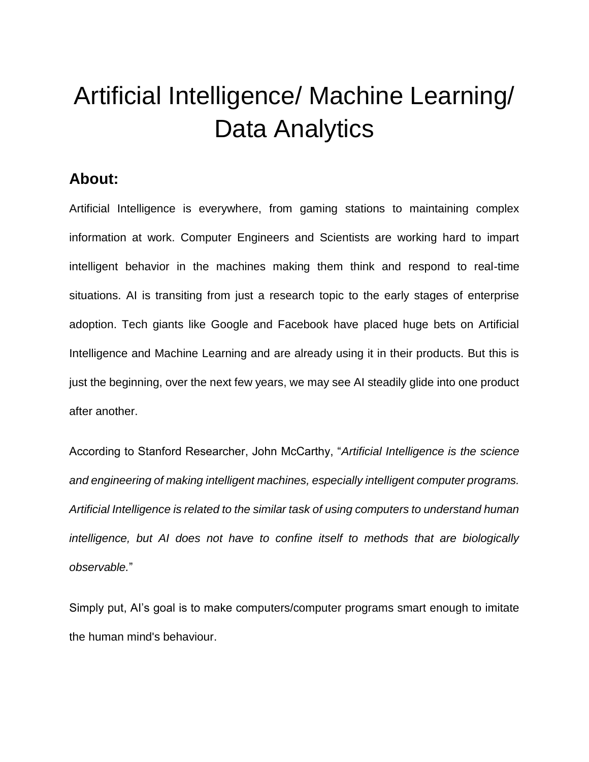# Artificial Intelligence/ Machine Learning/ Data Analytics

## About:

Artificial Intelligence is everywhere, from gaming stations to maintaining complex information at work. Computer Engineers and Scientists are working hard to impart intelligent behavior in the machines making them think and respond to real-time situations. AI is transiting from just a research topic to the early stages of enterprise adoption. Tech giants like Google and Facebook have placed huge bets on Artificial Intelligence and Machine Learning and are already using it in their products. But this is just the beginning, over the next few years, we may see AI steadily glide into one product after another.

According to Stanford Researcher, John McCarthy, "*Artificial Intelligence is the science and engineering of making intelligent machines, especially intelligent computer programs. Artificial Intelligence is related to the similar task of using computers to understand human intelligence, but AI does not have to confine itself to methods that are biologically observable.*"

Simply put, AI's goal is to make computers/computer programs smart enough to imitate the human mind's behaviour.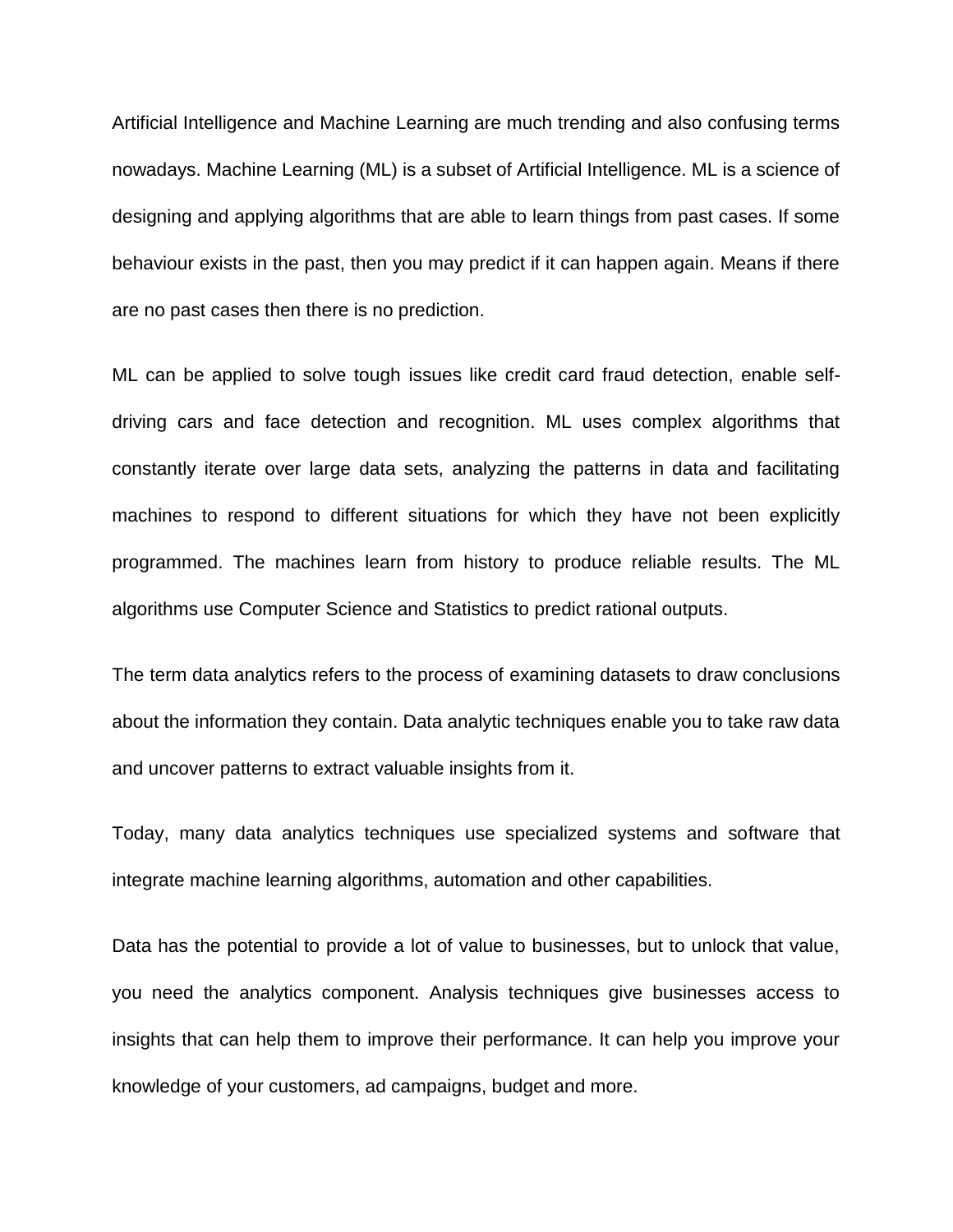Artificial Intelligence and Machine Learning are much trending and also confusing terms nowadays. Machine Learning (ML) is a subset of Artificial Intelligence. ML is a science of designing and applying algorithms that are able to learn things from past cases. If some behaviour exists in the past, then you may predict if it can happen again. Means if there are no past cases then there is no prediction.

ML can be applied to solve tough issues like credit card fraud detection, enable self-driving cars and face detection and recognition. ML uses complex algorithms that constantly iterate over large data sets, analyzing the patterns in data and facilitating machines to respond to different situations for which they have not been explicitly programmed. The machines learn from history to produce reliable results. The ML algorithms use Computer Science and Statistics to predict rational outputs.

The term data analytics refers to the process of examining datasets to draw conclusions about the information they contain. Data analytic techniques enable you to take raw data and uncover patterns to extract valuable insights from it.

Today, many data analytics techniques use specialized systems and software that integrate machine learning algorithms, automation and other capabilities.

Data has the potential to provide a lot of value to businesses, but to unlock that value, you need the analytics component. Analysis techniques give businesses access to insights that can help them to improve their performance. It can help you improve your knowledge of your customers, ad campaigns, budget and more.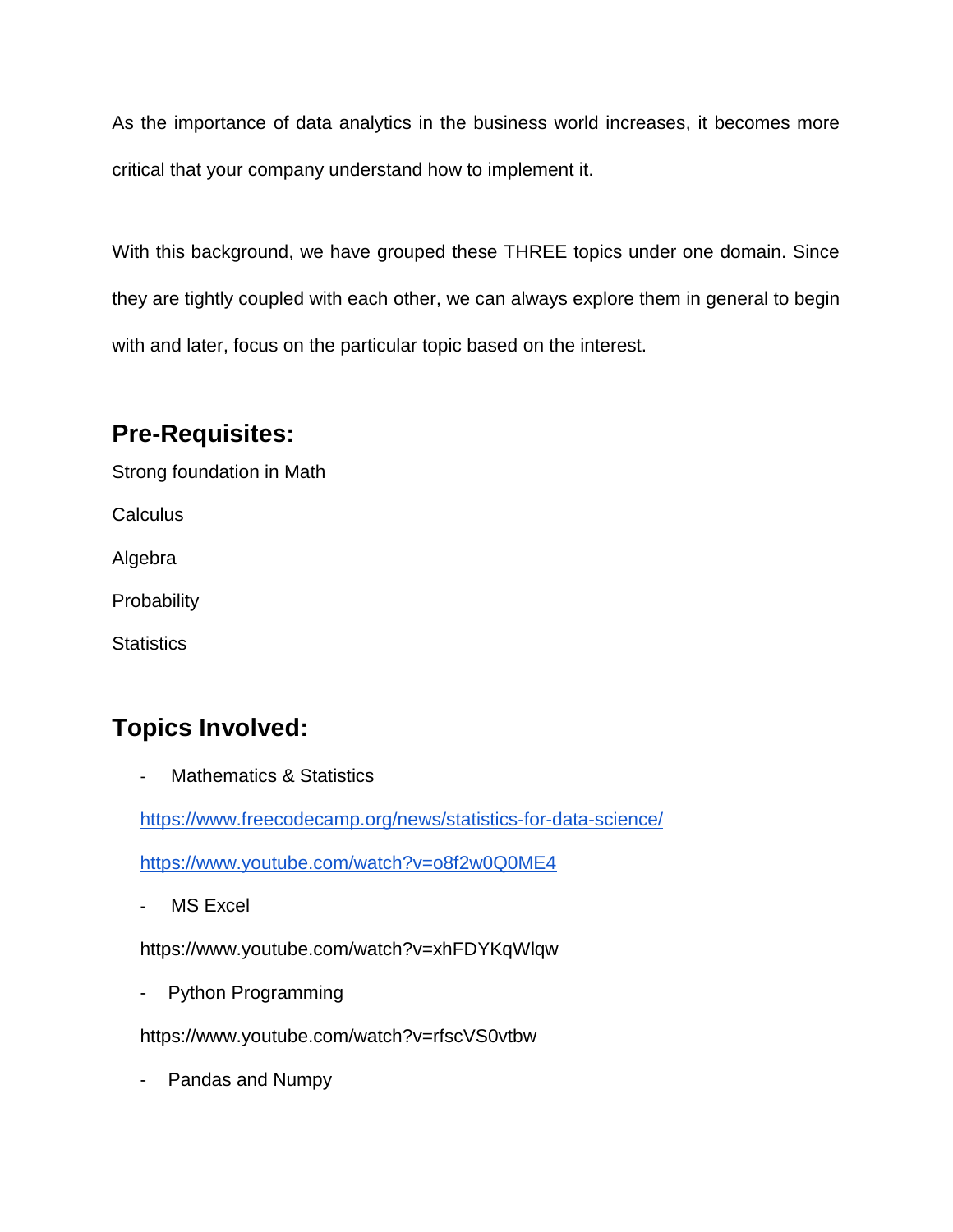As the importance of data analytics in the business world increases, it becomes more critical that your company understand how to implement it.

With this background, we have grouped these THREE topics under one domain. Since they are tightly coupled with each other, we can always explore them in general to begin with and later, focus on the particular topic based on the interest.

## Pre-Requisites:

Strong foundation in Math

Calculus

Algebra

Probability

Statistics

## Topics Involved:

- Mathematics & Statistics

  https://www.freecodecamp.org/news/statistics-for-data-science/

  https://www.youtube.com/watch?v=o8f2w0Q0ME4

- MS Excel

  https://www.youtube.com/watch?v=xhFDYKqWlqw

- Python Programming

  https://www.youtube.com/watch?v=rfscVS0vtbw

- Pandas and Numpy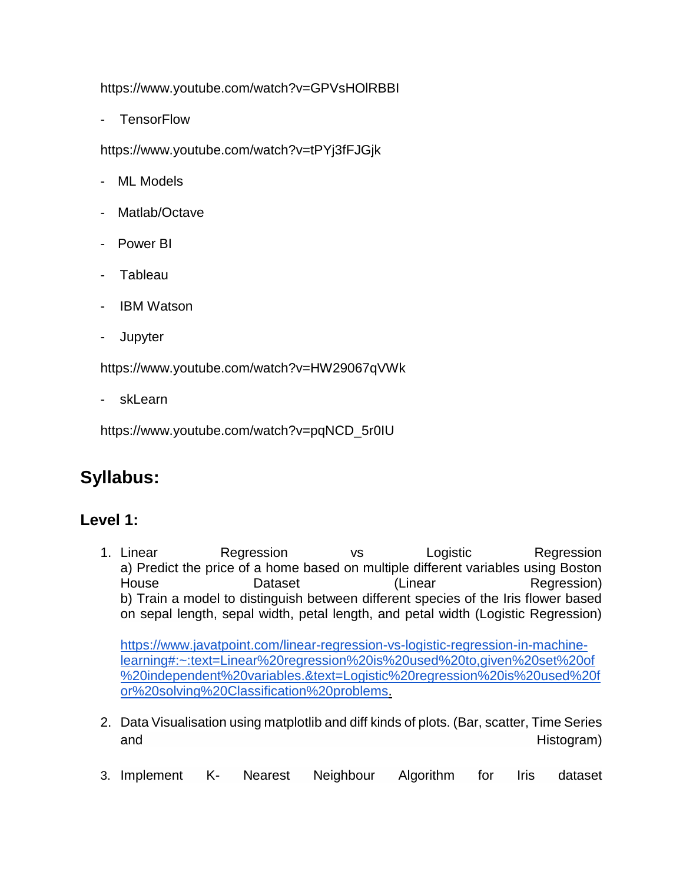https://www.youtube.com/watch?v=GPVsHOlRBBI

- TensorFlow

https://www.youtube.com/watch?v=tPYj3fFJGjk

- ML Models
- Matlab/Octave
- Power BI
- Tableau
- IBM Watson
- Jupyter

https://www.youtube.com/watch?v=HW29067qVWk

- skLearn

https://www.youtube.com/watch?v=pqNCD_5r0IU

## Syllabus:

### Level 1:

1. Linear Regression vs Logistic Regression
   a) Predict the price of a home based on multiple different variables using Boston House Dataset (Linear Regression)
   b) Train a model to distinguish between different species of the Iris flower based on sepal length, sepal width, petal length, and petal width (Logistic Regression)

   [https://www.javatpoint.com/linear-regression-vs-logistic-regression-in-machine-learning#:~:text=Linear%20regression%20is%20used%20to,given%20set%20of%20independent%20variables.&text=Logistic%20regression%20is%20used%20for%20solving%20Classification%20problems.](https://www.javatpoint.com/linear-regression-vs-logistic-regression-in-machine-learning#:~:text=Linear%20regression%20is%20used%20to,given%20set%20of%20independent%20variables.&text=Logistic%20regression%20is%20used%20for%20solving%20Classification%20problems)

2. Data Visualisation using matplotlib and diff kinds of plots. (Bar, scatter, Time Series and Histogram)

3. Implement K- Nearest Neighbour Algorithm for Iris dataset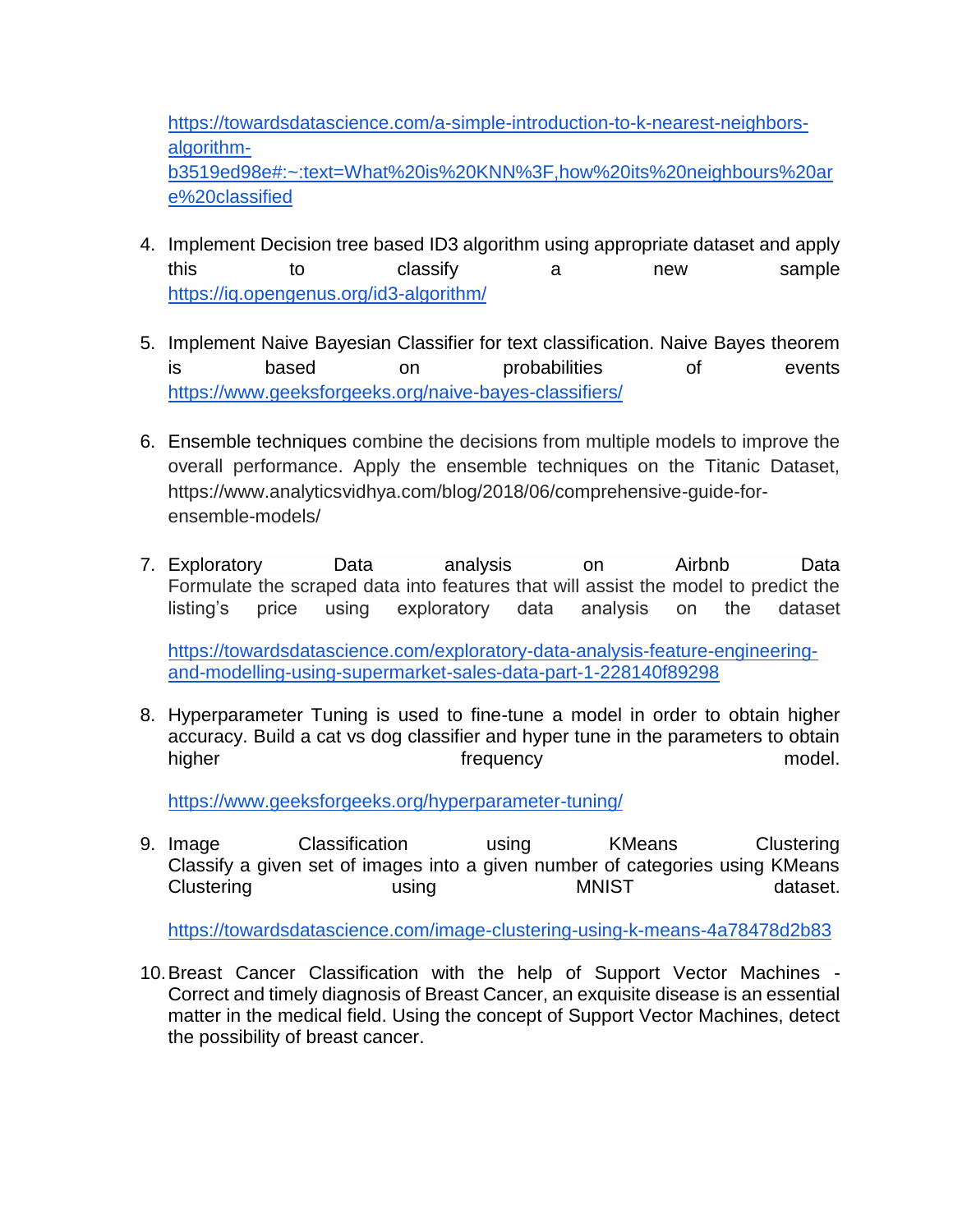https://towardsdatascience.com/a-simple-introduction-to-k-nearest-neighbors-algorithm-b3519ed98e#:~:text=What%20is%20KNN%3F,how%20its%20neighbours%20are%20classified

4. Implement Decision tree based ID3 algorithm using appropriate dataset and apply this to classify a new sample https://iq.opengenus.org/id3-algorithm/

5. Implement Naive Bayesian Classifier for text classification. Naive Bayes theorem is based on probabilities of events https://www.geeksforgeeks.org/naive-bayes-classifiers/

6. Ensemble techniques combine the decisions from multiple models to improve the overall performance. Apply the ensemble techniques on the Titanic Dataset, https://www.analyticsvidhya.com/blog/2018/06/comprehensive-guide-for-ensemble-models/

7. Exploratory Data analysis on Airbnb Data
   Formulate the scraped data into features that will assist the model to predict the listing's price using exploratory data analysis on the dataset

   https://towardsdatascience.com/exploratory-data-analysis-feature-engineering-and-modelling-using-supermarket-sales-data-part-1-228140f89298

8. Hyperparameter Tuning is used to fine-tune a model in order to obtain higher accuracy. Build a cat vs dog classifier and hyper tune in the parameters to obtain higher frequency model.

   https://www.geeksforgeeks.org/hyperparameter-tuning/

9. Image Classification using KMeans Clustering
   Classify a given set of images into a given number of categories using KMeans Clustering using MNIST dataset.

   https://towardsdatascience.com/image-clustering-using-k-means-4a78478d2b83

10. Breast Cancer Classification with the help of Support Vector Machines - Correct and timely diagnosis of Breast Cancer, an exquisite disease is an essential matter in the medical field. Using the concept of Support Vector Machines, detect the possibility of breast cancer.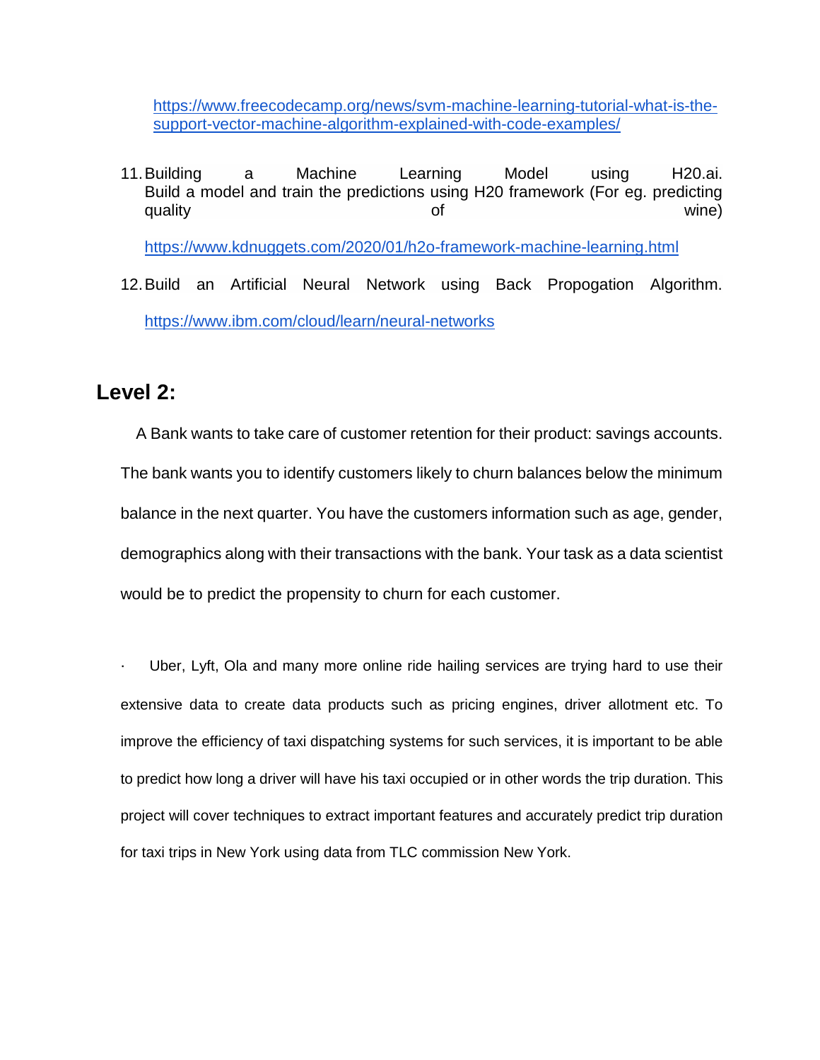https://www.freecodecamp.org/news/svm-machine-learning-tutorial-what-is-the-support-vector-machine-algorithm-explained-with-code-examples/

11. Building a Machine Learning Model using H20.ai. Build a model and train the predictions using H20 framework (For eg. predicting quality of wine)

    https://www.kdnuggets.com/2020/01/h2o-framework-machine-learning.html

12. Build an Artificial Neural Network using Back Propogation Algorithm.

    https://www.ibm.com/cloud/learn/neural-networks

## Level 2:

A Bank wants to take care of customer retention for their product: savings accounts. The bank wants you to identify customers likely to churn balances below the minimum balance in the next quarter. You have the customers information such as age, gender, demographics along with their transactions with the bank. Your task as a data scientist would be to predict the propensity to churn for each customer.

· Uber, Lyft, Ola and many more online ride hailing services are trying hard to use their extensive data to create data products such as pricing engines, driver allotment etc. To improve the efficiency of taxi dispatching systems for such services, it is important to be able to predict how long a driver will have his taxi occupied or in other words the trip duration. This project will cover techniques to extract important features and accurately predict trip duration for taxi trips in New York using data from TLC commission New York.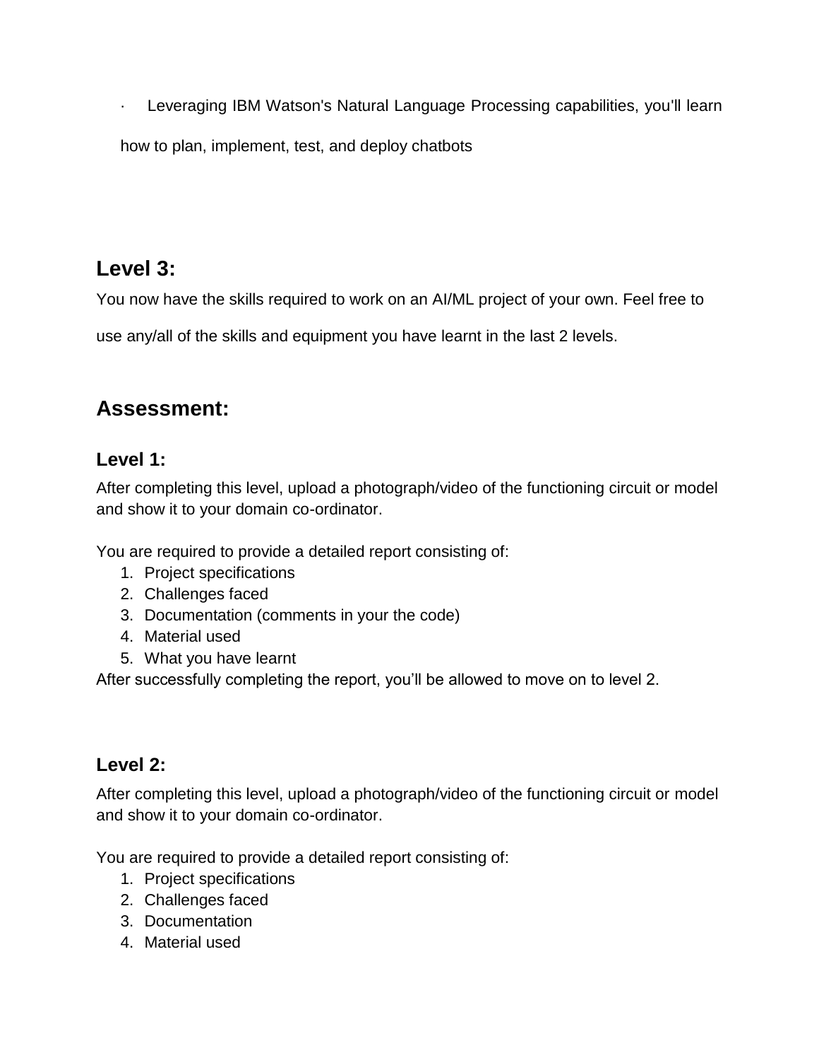- Leveraging IBM Watson's Natural Language Processing capabilities, you'll learn how to plan, implement, test, and deploy chatbots

## Level 3:

You now have the skills required to work on an AI/ML project of your own. Feel free to use any/all of the skills and equipment you have learnt in the last 2 levels.

## Assessment:

### Level 1:

After completing this level, upload a photograph/video of the functioning circuit or model and show it to your domain co-ordinator.

You are required to provide a detailed report consisting of:

1. Project specifications
2. Challenges faced
3. Documentation (comments in your the code)
4. Material used
5. What you have learnt

After successfully completing the report, you'll be allowed to move on to level 2.

### Level 2:

After completing this level, upload a photograph/video of the functioning circuit or model and show it to your domain co-ordinator.

You are required to provide a detailed report consisting of:

1. Project specifications
2. Challenges faced
3. Documentation
4. Material used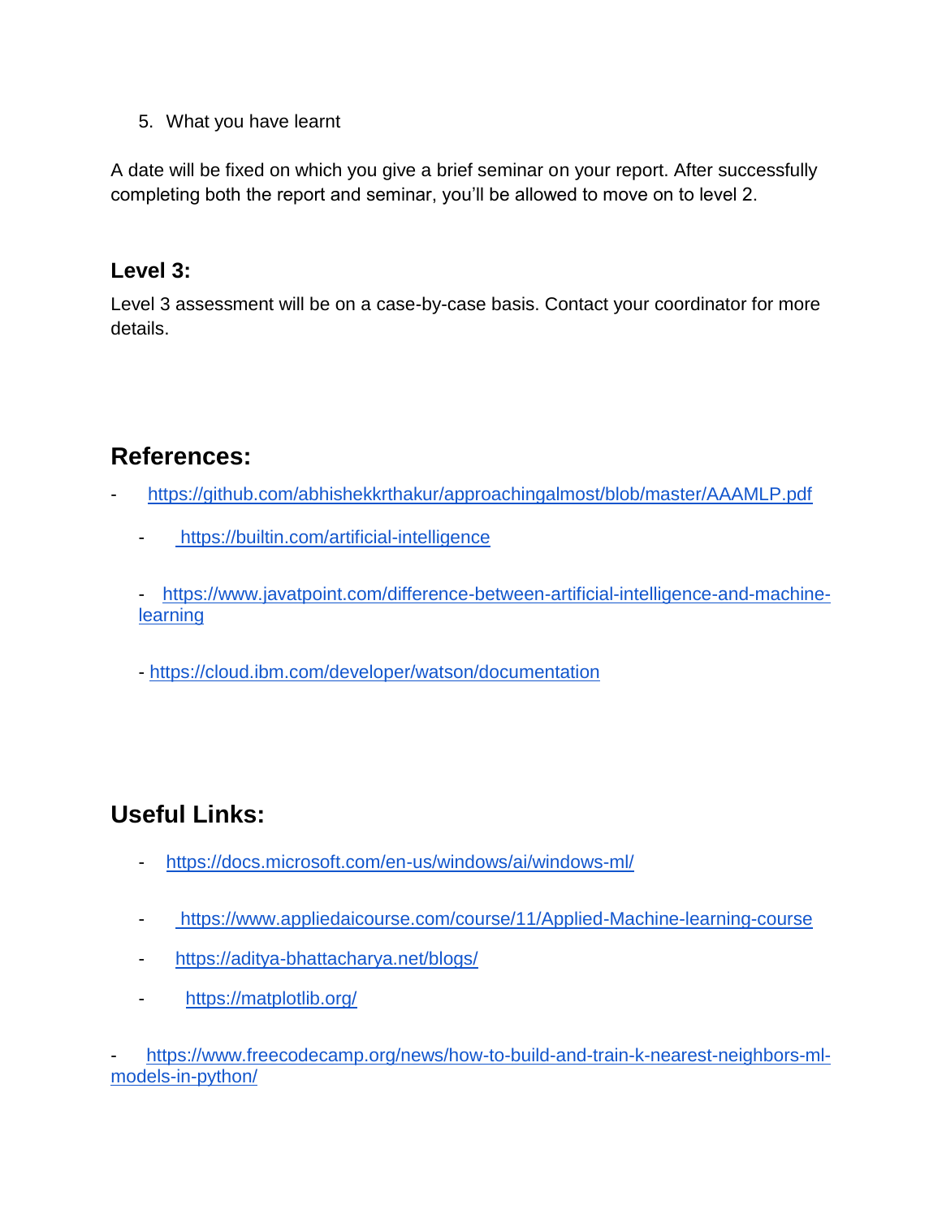5. What you have learnt

A date will be fixed on which you give a brief seminar on your report. After successfully completing both the report and seminar, you'll be allowed to move on to level 2.

### Level 3:

Level 3 assessment will be on a case-by-case basis. Contact your coordinator for more details.

## References:

- https://github.com/abhishekkrthakur/approachingalmost/blob/master/AAAMLP.pdf
- https://builtin.com/artificial-intelligence
- https://www.javatpoint.com/difference-between-artificial-intelligence-and-machine-learning
- https://cloud.ibm.com/developer/watson/documentation

## Useful Links:

- https://docs.microsoft.com/en-us/windows/ai/windows-ml/
- https://www.appliedaicourse.com/course/11/Applied-Machine-learning-course
- https://aditya-bhattacharya.net/blogs/
- https://matplotlib.org/
- https://www.freecodecamp.org/news/how-to-build-and-train-k-nearest-neighbors-ml-models-in-python/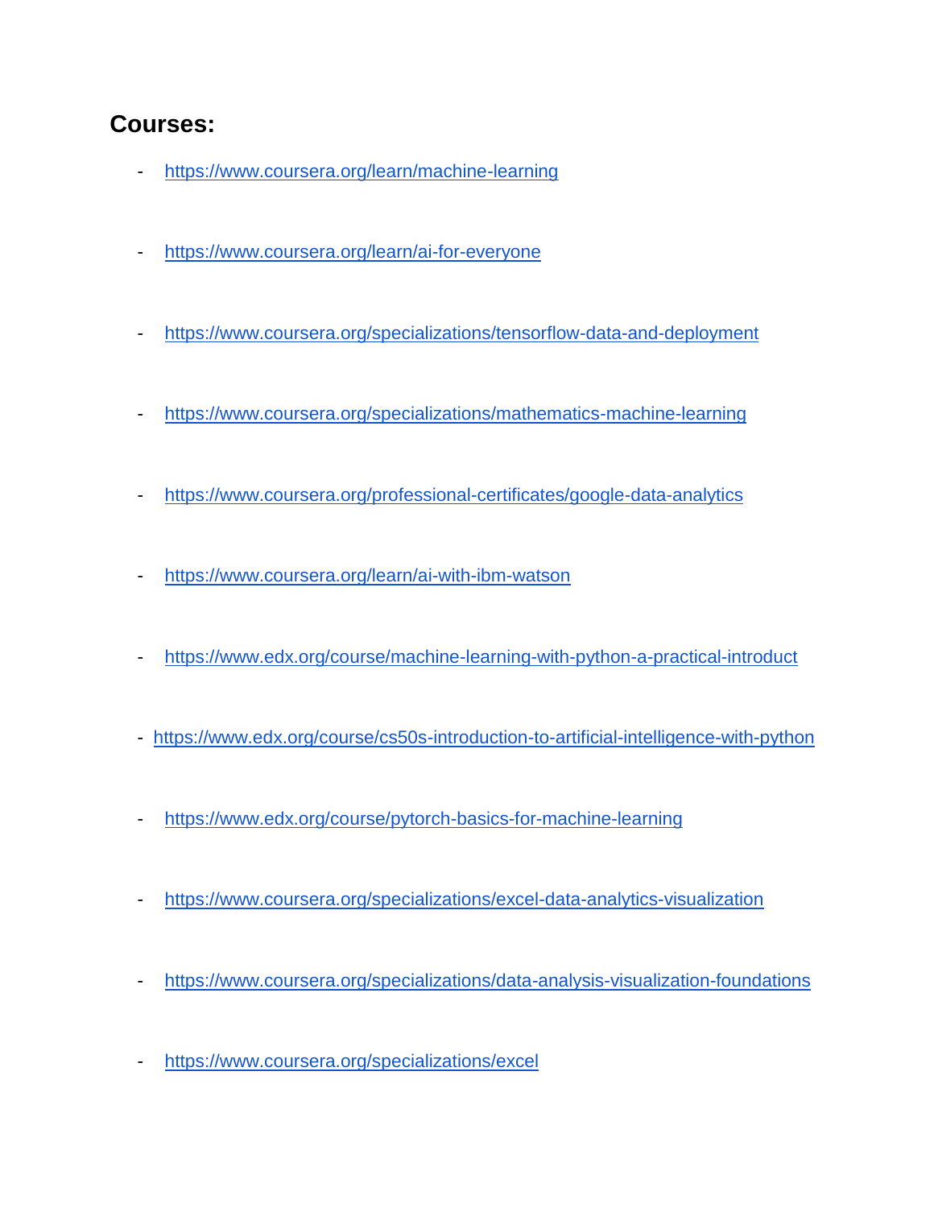## Courses:

- https://www.coursera.org/learn/machine-learning
- https://www.coursera.org/learn/ai-for-everyone
- https://www.coursera.org/specializations/tensorflow-data-and-deployment
- https://www.coursera.org/specializations/mathematics-machine-learning
- https://www.coursera.org/professional-certificates/google-data-analytics
- https://www.coursera.org/learn/ai-with-ibm-watson
- https://www.edx.org/course/machine-learning-with-python-a-practical-introduct
- https://www.edx.org/course/cs50s-introduction-to-artificial-intelligence-with-python
- https://www.edx.org/course/pytorch-basics-for-machine-learning
- https://www.coursera.org/specializations/excel-data-analytics-visualization
- https://www.coursera.org/specializations/data-analysis-visualization-foundations
- https://www.coursera.org/specializations/excel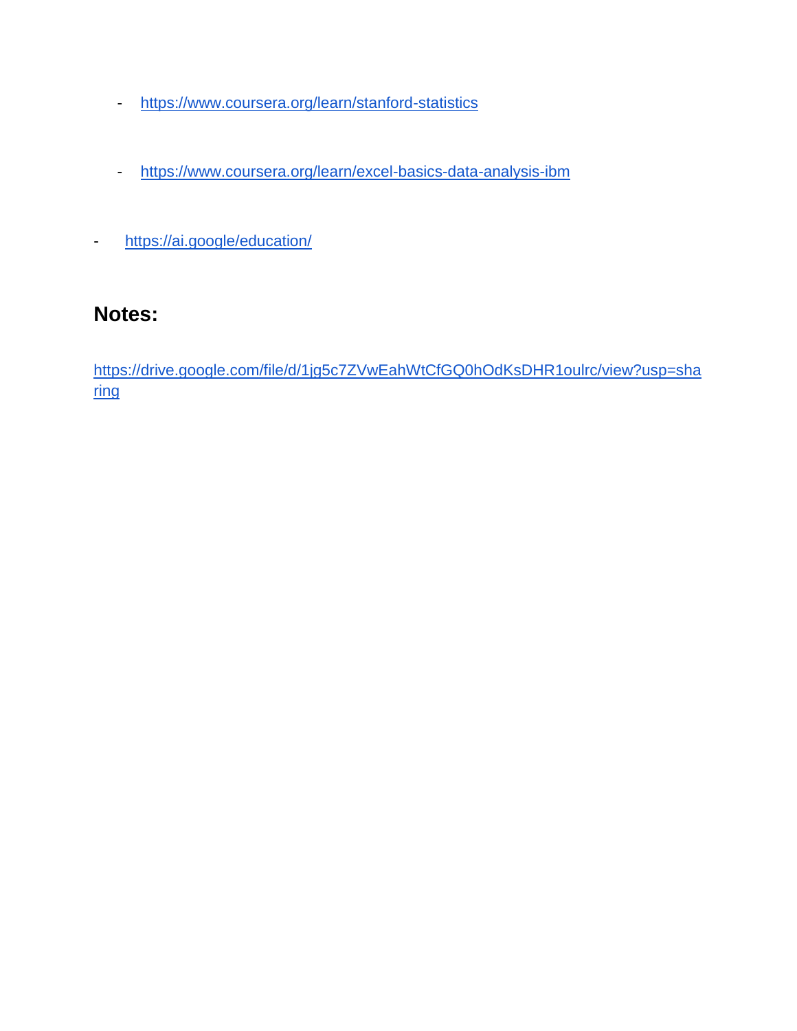- https://www.coursera.org/learn/stanford-statistics

- https://www.coursera.org/learn/excel-basics-data-analysis-ibm

- https://ai.google/education/

## Notes:

https://drive.google.com/file/d/1jg5c7ZVwEahWtCfGQ0hOdKsDHR1oulrc/view?usp=sharing